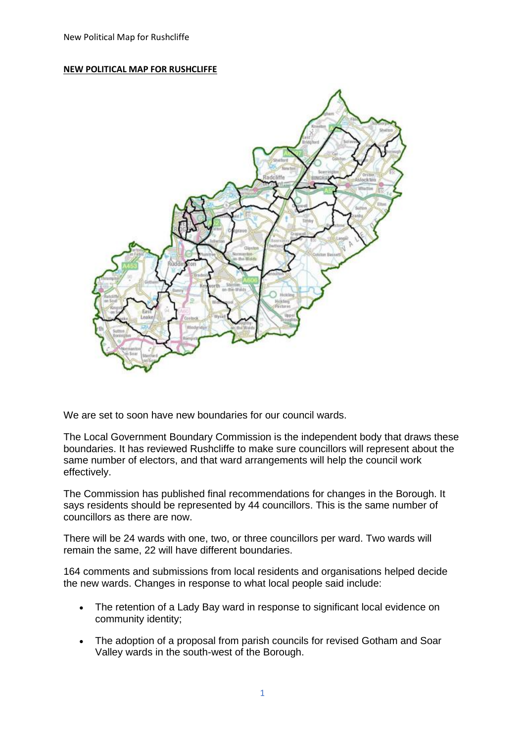**NEW POLITICAL MAP FOR RUSHCLIFFE**

We are set to soon have new boundaries for our council wards.

The Local Government Boundary Commission is the independent body that draws these boundaries. It has reviewed Rushcliffe to make sure councillors will represent about the same number of electors, and that ward arrangements will help the council work effectively.

The Commission has published final recommendations for changes in the Borough. It says residents should be represented by 44 councillors. This is the same number of councillors as there are now.

There will be 24 wards with one, two, or three councillors per ward. Two wards will remain the same, 22 will have different boundaries.

164 comments and submissions from local residents and organisations helped decide the new wards. Changes in response to what local people said include:

- The retention of a Lady Bay ward in response to significant local evidence on community identity;
- The adoption of a proposal from parish councils for revised Gotham and Soar Valley wards in the south-west of the Borough.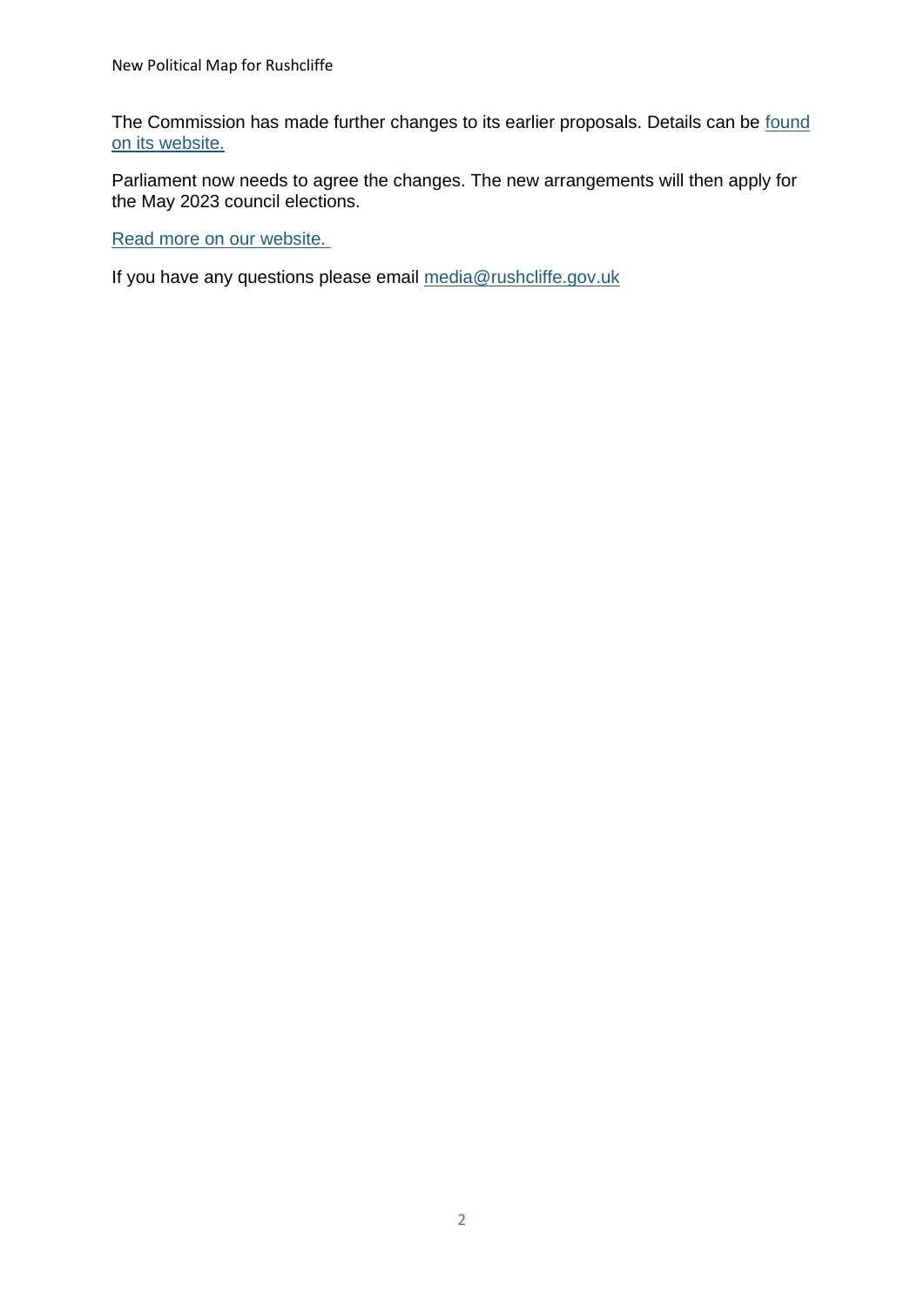The Commission has made further changes to its earlier proposals. Details can be found on its website.

Parliament now needs to agree the changes. The new arrangements will then apply for the May 2023 council elections.

Read more on our website.

If you have any questions please email media@rushcliffe.gov.uk